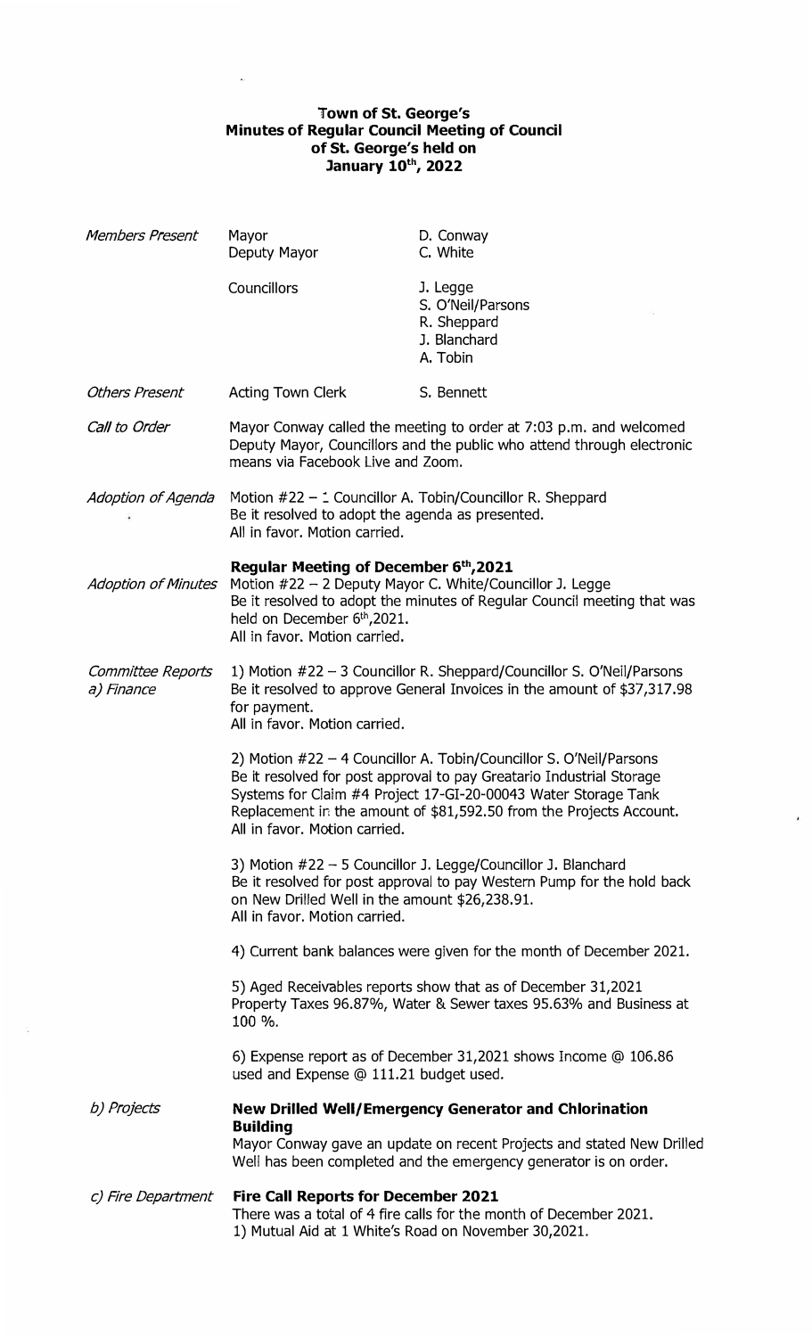# Town of St. George's
## Minutes of Regular Council Meeting of Council of St. George's held on January 10th, 2022

*Members Present*

| | | |
|---|---|---|
| *Members Present* | Mayor | D. Conway |
| | Deputy Mayor | C. White |
| | Councillors | J. Legge |
| | | S. O'Neil/Parsons |
| | | R. Sheppard |
| | | J. Blanchard |
| | | A. Tobin |
| *Others Present* | Acting Town Clerk | S. Bennett |

*Call to Order*

Mayor Conway called the meeting to order at 7:03 p.m. and welcomed Deputy Mayor, Councillors and the public who attend through electronic means via Facebook Live and Zoom.

*Adoption of Agenda*

Motion #22 – 1 Councillor A. Tobin/Councillor R. Sheppard
Be it resolved to adopt the agenda as presented.
All in favor. Motion carried.

*Adoption of Minutes*

**Regular Meeting of December 6th, 2021**

Motion #22 – 2 Deputy Mayor C. White/Councillor J. Legge
Be it resolved to adopt the minutes of Regular Council meeting that was held on December 6th, 2021.
All in favor. Motion carried.

*Committee Reports*
*a) Finance*

1) Motion #22 – 3 Councillor R. Sheppard/Councillor S. O'Neil/Parsons
Be it resolved to approve General Invoices in the amount of $37,317.98 for payment.
All in favor. Motion carried.

2) Motion #22 – 4 Councillor A. Tobin/Councillor S. O'Neil/Parsons
Be it resolved for post approval to pay Greatario Industrial Storage Systems for Claim #4 Project 17-GI-20-00043 Water Storage Tank Replacement in the amount of $81,592.50 from the Projects Account.
All in favor. Motion carried.

3) Motion #22 – 5 Councillor J. Legge/Councillor J. Blanchard
Be it resolved for post approval to pay Western Pump for the hold back on New Drilled Well in the amount $26,238.91.
All in favor. Motion carried.

4) Current bank balances were given for the month of December 2021.

5) Aged Receivables reports show that as of December 31,2021 Property Taxes 96.87%, Water & Sewer taxes 95.63% and Business at 100 %.

6) Expense report as of December 31,2021 shows Income @ 106.86 used and Expense @ 111.21 budget used.

*b) Projects*

**New Drilled Well/Emergency Generator and Chlorination Building**

Mayor Conway gave an update on recent Projects and stated New Drilled Well has been completed and the emergency generator is on order.

*c) Fire Department*

**Fire Call Reports for December 2021**

There was a total of 4 fire calls for the month of December 2021.

1) Mutual Aid at 1 White's Road on November 30,2021.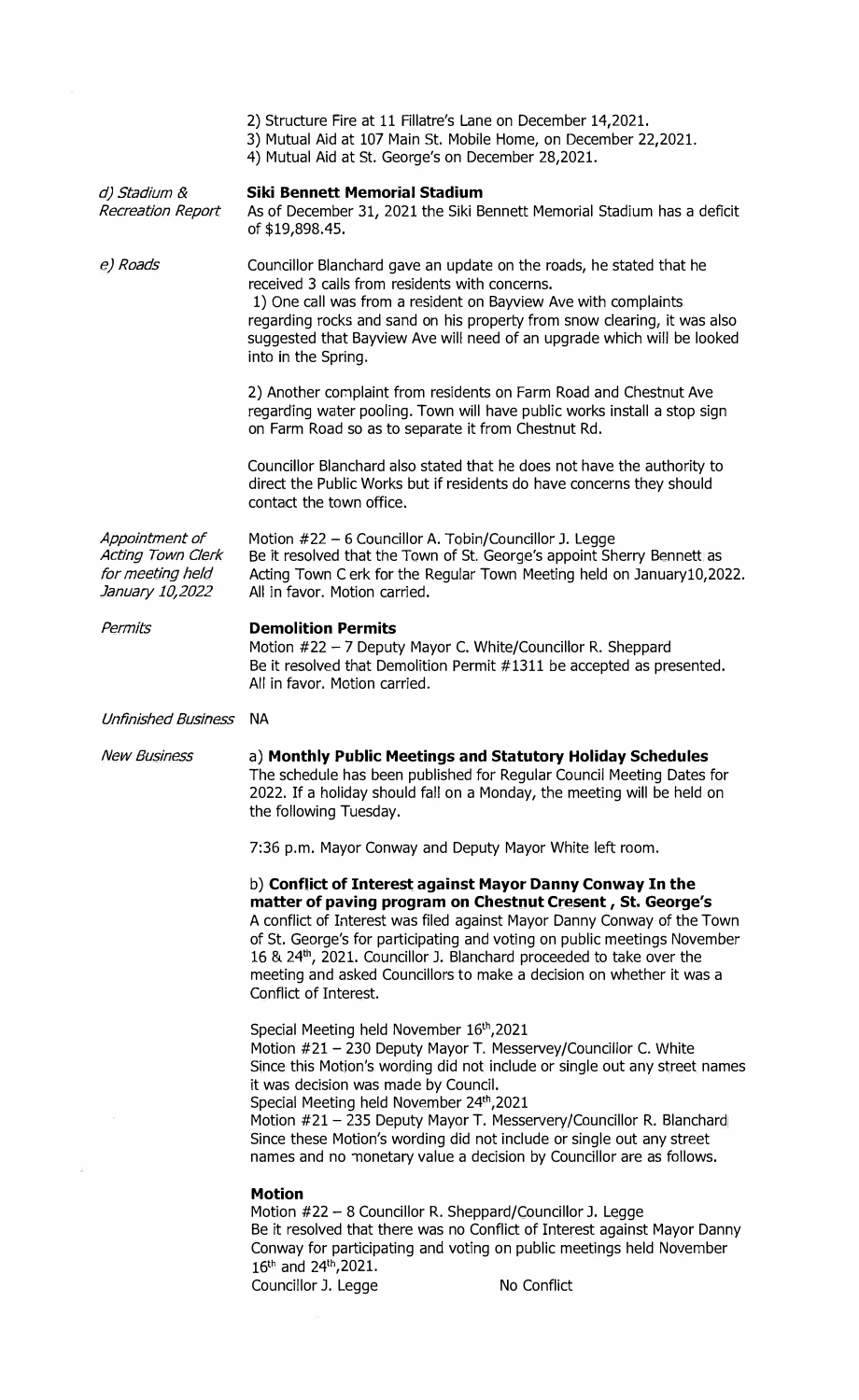2) Structure Fire at 11 Fillatre's Lane on December 14,2021.
3) Mutual Aid at 107 Main St. Mobile Home, on December 22,2021.
4) Mutual Aid at St. George's on December 28,2021.

*d) Stadium & Recreation Report*

**Siki Bennett Memorial Stadium**
As of December 31, 2021 the Siki Bennett Memorial Stadium has a deficit of $19,898.45.

*e) Roads*

Councillor Blanchard gave an update on the roads, he stated that he received 3 calls from residents with concerns.
1) One call was from a resident on Bayview Ave with complaints regarding rocks and sand on his property from snow clearing, it was also suggested that Bayview Ave will need of an upgrade which will be looked into in the Spring.

2) Another complaint from residents on Farm Road and Chestnut Ave regarding water pooling. Town will have public works install a stop sign on Farm Road so as to separate it from Chestnut Rd.

Councillor Blanchard also stated that he does not have the authority to direct the Public Works but if residents do have concerns they should contact the town office.

*Appointment of Acting Town Clerk for meeting held January 10,2022*

Motion #22 – 6 Councillor A. Tobin/Councillor J. Legge
Be it resolved that the Town of St. George's appoint Sherry Bennett as Acting Town C erk for the Regular Town Meeting held on January10,2022.
All in favor. Motion carried.

*Permits*

**Demolition Permits**
Motion #22 – 7 Deputy Mayor C. White/Councillor R. Sheppard
Be it resolved that Demolition Permit #1311 be accepted as presented.
All in favor. Motion carried.

*Unfinished Business* NA

*New Business*

a) **Monthly Public Meetings and Statutory Holiday Schedules**
The schedule has been published for Regular Council Meeting Dates for 2022. If a holiday should fall on a Monday, the meeting will be held on the following Tuesday.

7:36 p.m. Mayor Conway and Deputy Mayor White left room.

b) **Conflict of Interest against Mayor Danny Conway In the matter of paving program on Chestnut Cresent , St. George's**
A conflict of Interest was filed against Mayor Danny Conway of the Town of St. George's for participating and voting on public meetings November 16 & 24th, 2021. Councillor J. Blanchard proceeded to take over the meeting and asked Councillors to make a decision on whether it was a Conflict of Interest.

Special Meeting held November 16th,2021
Motion #21 – 230 Deputy Mayor T. Messervey/Councillor C. White
Since this Motion's wording did not include or single out any street names it was decision was made by Council.
Special Meeting held November 24th,2021
Motion #21 – 235 Deputy Mayor T. Messervey/Councillor R. Blanchard
Since these Motion's wording did not include or single out any street names and no monetary value a decision by Councillor are as follows.

**Motion**
Motion #22 – 8 Councillor R. Sheppard/Councillor J. Legge
Be it resolved that there was no Conflict of Interest against Mayor Danny Conway for participating and voting on public meetings held November 16th and 24th,2021.
Councillor J. Legge No Conflict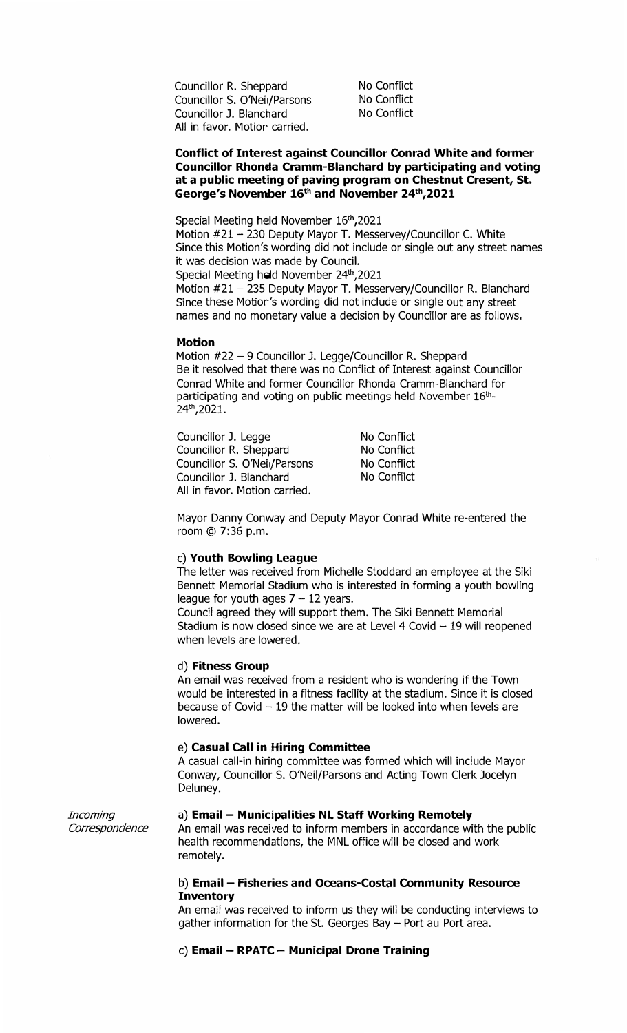| | |
|---|---|
| Councillor R. Sheppard | No Conflict |
| Councillor S. O'Neil/Parsons | No Conflict |
| Councillor J. Blanchard | No Conflict |

All in favor. Motion carried.

**Conflict of Interest against Councillor Conrad White and former Councillor Rhonda Cramm-Blanchard by participating and voting at a public meeting of paving program on Chestnut Cresent, St. George's November 16th and November 24th,2021**

Special Meeting held November 16th,2021
Motion #21 – 230 Deputy Mayor T. Messervey/Councillor C. White
Since this Motion's wording did not include or single out any street names it was decision was made by Council.
Special Meeting held November 24th,2021
Motion #21 – 235 Deputy Mayor T. Messervery/Councillor R. Blanchard
Since these Motion's wording did not include or single out any street names and no monetary value a decision by Councillor are as follows.

**Motion**

Motion #22 – 9 Councillor J. Legge/Councillor R. Sheppard
Be it resolved that there was no Conflict of Interest against Councillor Conrad White and former Councillor Rhonda Cramm-Blanchard for participating and voting on public meetings held November 16th-24th,2021.

| | |
|---|---|
| Councillor J. Legge | No Conflict |
| Councillor R. Sheppard | No Conflict |
| Councillor S. O'Neil/Parsons | No Conflict |
| Councillor J. Blanchard | No Conflict |

All in favor. Motion carried.

Mayor Danny Conway and Deputy Mayor Conrad White re-entered the room @ 7:36 p.m.

c) **Youth Bowling League**
The letter was received from Michelle Stoddard an employee at the Siki Bennett Memorial Stadium who is interested in forming a youth bowling league for youth ages 7 – 12 years.
Council agreed they will support them. The Siki Bennett Memorial Stadium is now closed since we are at Level 4 Covid – 19 will reopened when levels are lowered.

d) **Fitness Group**
An email was received from a resident who is wondering if the Town would be interested in a fitness facility at the stadium. Since it is closed because of Covid – 19 the matter will be looked into when levels are lowered.

e) **Casual Call in Hiring Committee**
A casual call-in hiring committee was formed which will include Mayor Conway, Councillor S. O'Neil/Parsons and Acting Town Clerk Jocelyn Deluney.

*Incoming Correspondence*

a) **Email – Municipalities NL Staff Working Remotely**
An email was received to inform members in accordance with the public health recommendations, the MNL office will be closed and work remotely.

b) **Email – Fisheries and Oceans-Costal Community Resource Inventory**
An email was received to inform us they will be conducting interviews to gather information for the St. Georges Bay – Port au Port area.

c) **Email – RPATC – Municipal Drone Training**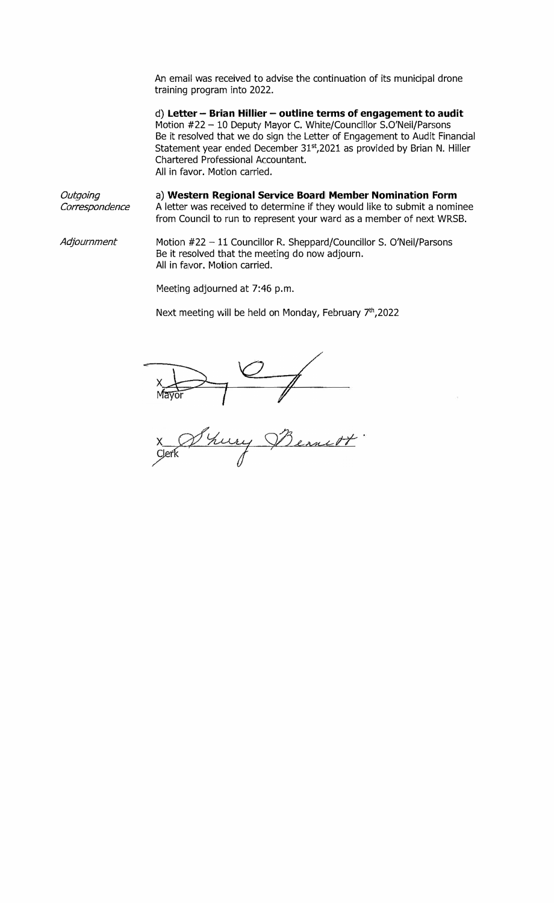An email was received to advise the continuation of its municipal drone training program into 2022.

d) **Letter – Brian Hillier – outline terms of engagement to audit**
Motion #22 – 10 Deputy Mayor C. White/Councillor S.O'Neil/Parsons
Be it resolved that we do sign the Letter of Engagement to Audit Financial Statement year ended December 31st,2021 as provided by Brian N. Hiller Chartered Professional Accountant.
All in favor. Motion carried.

*Outgoing Correspondence*

a) **Western Regional Service Board Member Nomination Form**
A letter was received to determine if they would like to submit a nominee from Council to run to represent your ward as a member of next WRSB.

*Adjournment*

Motion #22 – 11 Councillor R. Sheppard/Councillor S. O'Neil/Parsons
Be it resolved that the meeting do now adjourn.
All in favor. Motion carried.

Meeting adjourned at 7:46 p.m.

Next meeting will be held on Monday, February 7th,2022

X
Mayor

X Sherry Bennett
Clerk